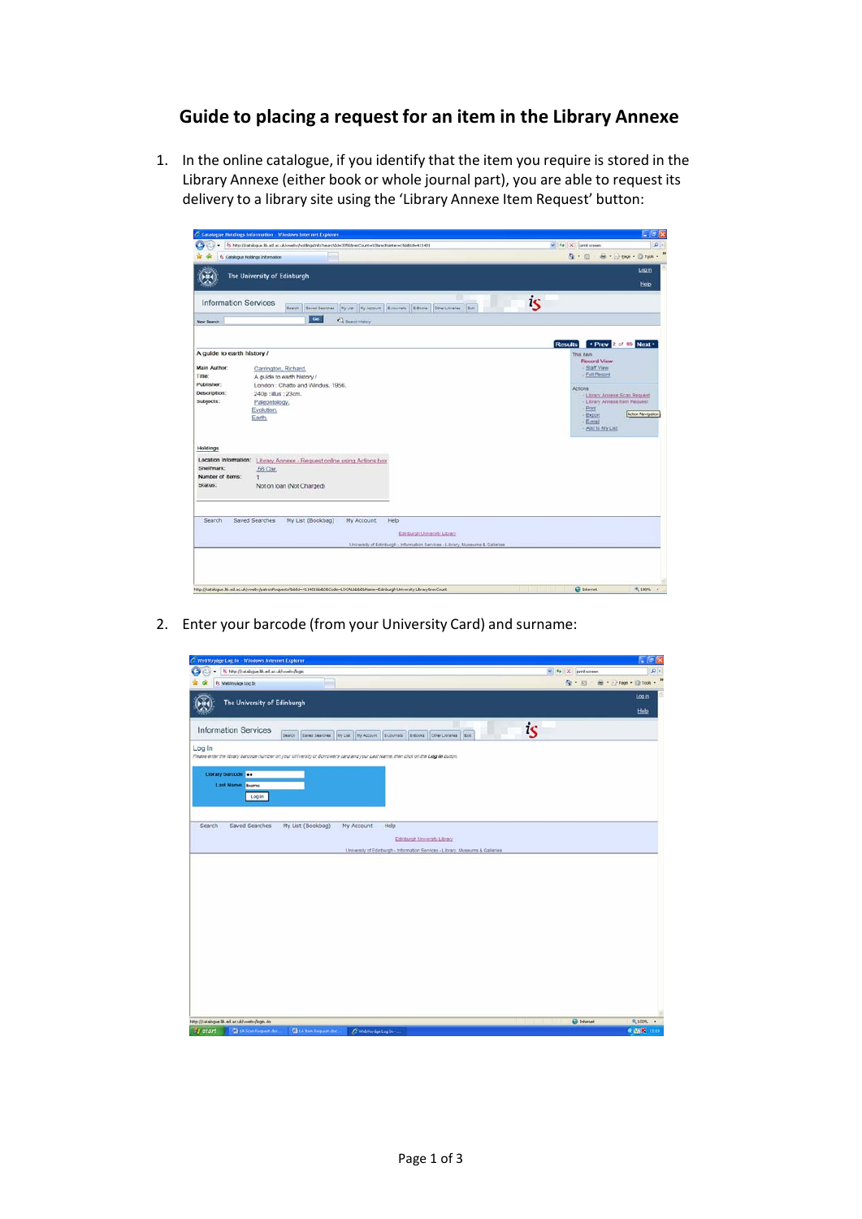# Guide to placing a request for an item in the Library Annexe

1. In the online catalogue, if you identify that the item you require is stored in the Library Annexe (either book or whole journal part), you are able to request its delivery to a library site using the 'Library Annexe Item Request' button:

2. Enter your barcode (from your University Card) and surname: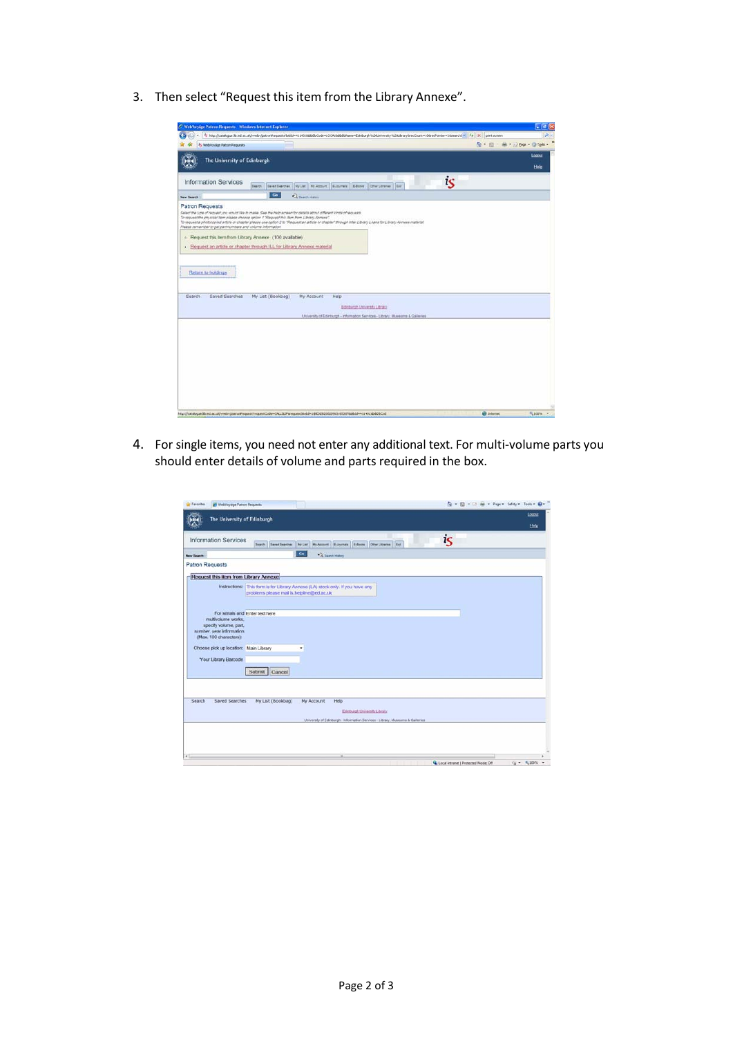3. Then select "Request this item from the Library Annexe".

4. For single items, you need not enter any additional text. For multi-volume parts you should enter details of volume and parts required in the box.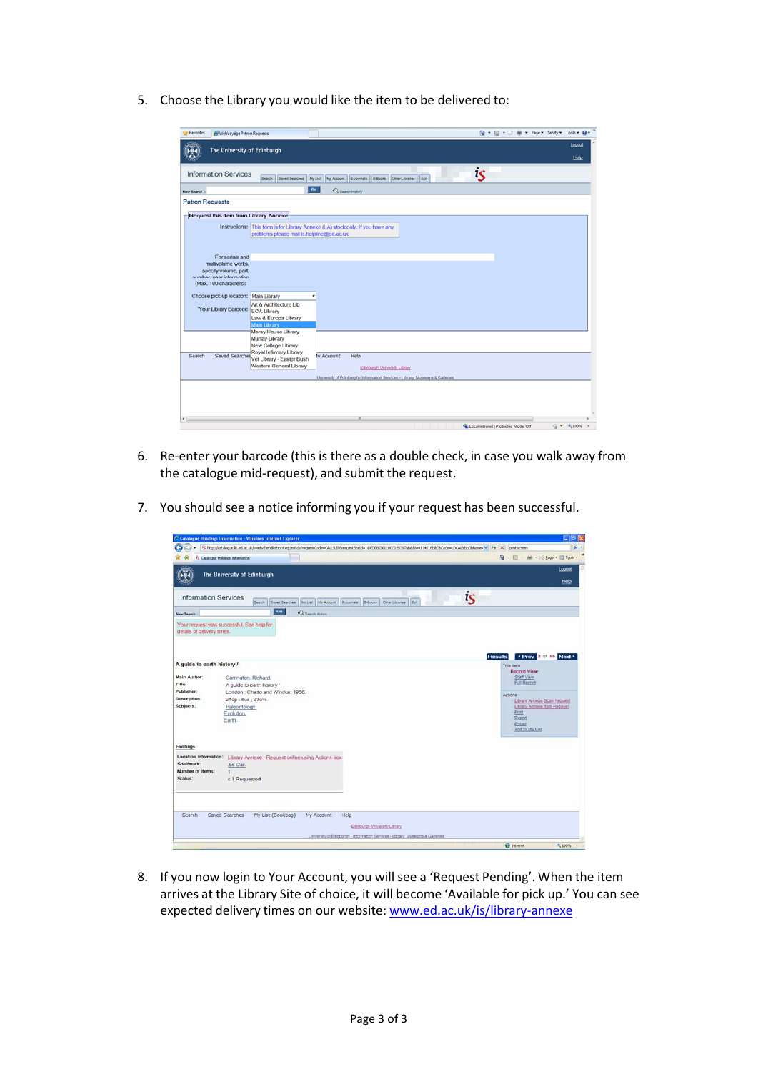5. Choose the Library you would like the item to be delivered to:

6. Re-enter your barcode (this is there as a double check, in case you walk away from the catalogue mid-request), and submit the request.

7. You should see a notice informing you if your request has been successful.

8. If you now login to Your Account, you will see a 'Request Pending'. When the item arrives at the Library Site of choice, it will become 'Available for pick up.' You can see expected delivery times on our website: [www.ed.ac.uk/is/library-annexe](http://www.ed.ac.uk/is/library-annexe)